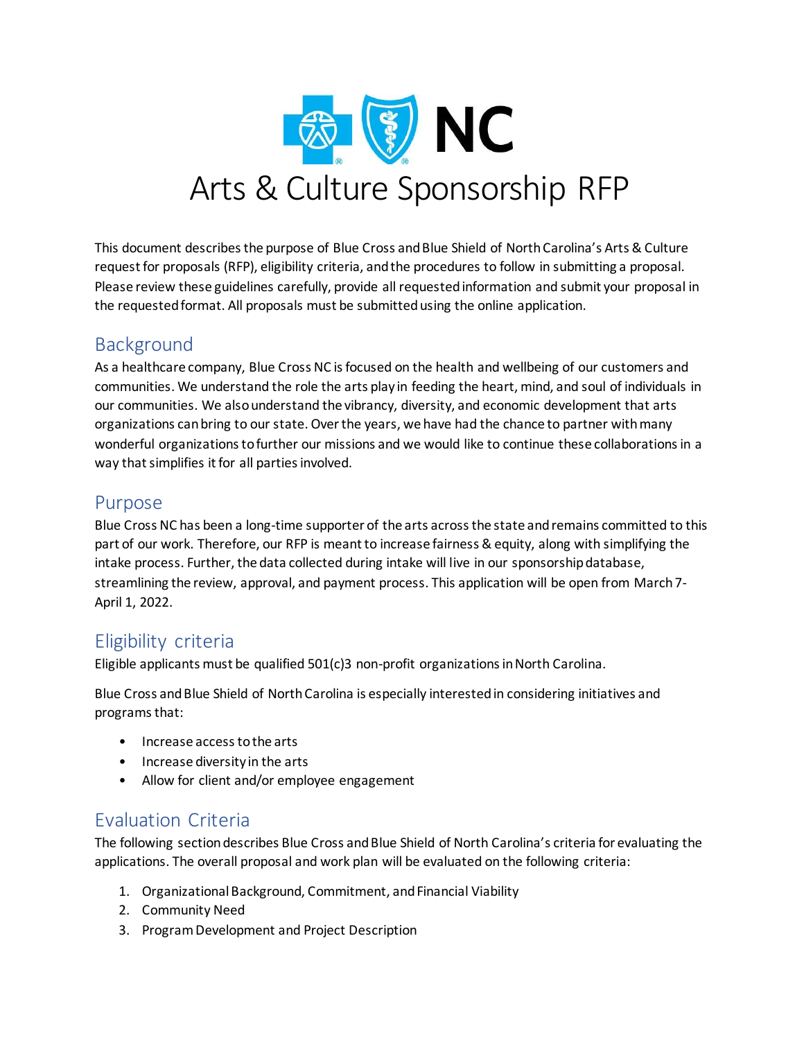# Arts & Culture Sponsorship RFP

This document describes the purpose of Blue Cross and Blue Shield of North Carolina's Arts & Culture request for proposals (RFP), eligibility criteria, and the procedures to follow in submitting a proposal. Please review these guidelines carefully, provide all requested information and submit your proposal in the requested format. All proposals must be submitted using the online application.

## Background

As a healthcare company, Blue Cross NC is focused on the health and wellbeing of our customers and communities. We understand the role the arts play in feeding the heart, mind, and soul of individuals in our communities. We also understand the vibrancy, diversity, and economic development that arts organizations can bring to our state. Over the years, we have had the chance to partner with many wonderful organizations to further our missions and we would like to continue these collaborations in a way that simplifies it for all parties involved.

## Purpose

Blue Cross NC has been a long-time supporter of the arts across the state and remains committed to this part of our work. Therefore, our RFP is meant to increase fairness & equity, along with simplifying the intake process. Further, the data collected during intake will live in our sponsorship database, streamlining the review, approval, and payment process. This application will be open from March 7-April 1, 2022.

## Eligibility criteria

Eligible applicants must be qualified 501(c)3 non-profit organizations in North Carolina.

Blue Cross and Blue Shield of North Carolina is especially interested in considering initiatives and programs that:

- Increase access to the arts
- Increase diversity in the arts
- Allow for client and/or employee engagement

## Evaluation Criteria

The following section describes Blue Cross and Blue Shield of North Carolina's criteria for evaluating the applications. The overall proposal and work plan will be evaluated on the following criteria:

1. Organizational Background, Commitment, and Financial Viability
2. Community Need
3. Program Development and Project Description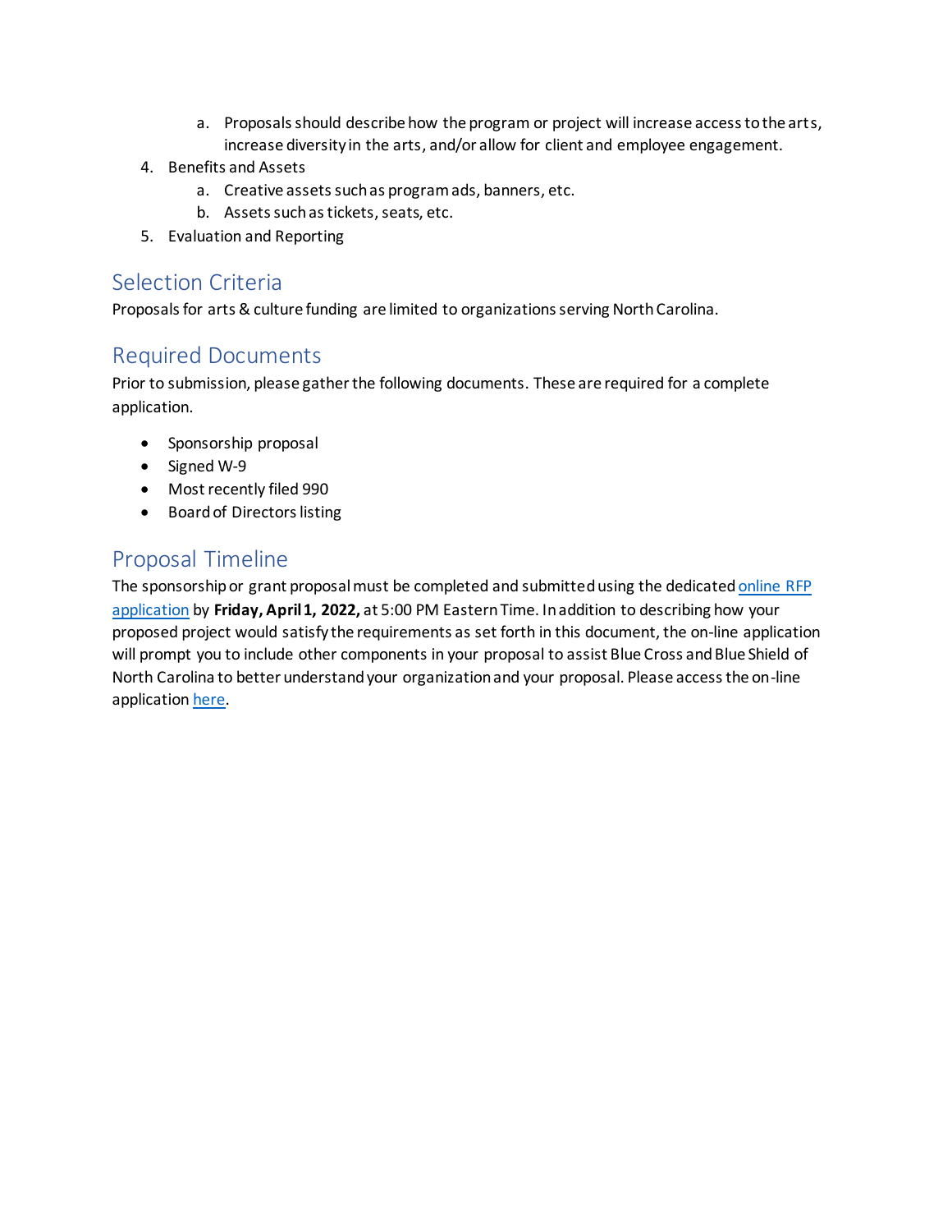a. Proposals should describe how the program or project will increase access to the arts, increase diversity in the arts, and/or allow for client and employee engagement.

4. Benefits and Assets
   a. Creative assets such as program ads, banners, etc.
   b. Assets such as tickets, seats, etc.
5. Evaluation and Reporting

## Selection Criteria

Proposals for arts & culture funding are limited to organizations serving North Carolina.

## Required Documents

Prior to submission, please gather the following documents. These are required for a complete application.

- Sponsorship proposal
- Signed W-9
- Most recently filed 990
- Board of Directors listing

## Proposal Timeline

The sponsorship or grant proposal must be completed and submitted using the dedicated online RFP application by **Friday, April 1, 2022,** at 5:00 PM Eastern Time. In addition to describing how your proposed project would satisfy the requirements as set forth in this document, the on-line application will prompt you to include other components in your proposal to assist Blue Cross and Blue Shield of North Carolina to better understand your organization and your proposal. Please access the on-line application here.